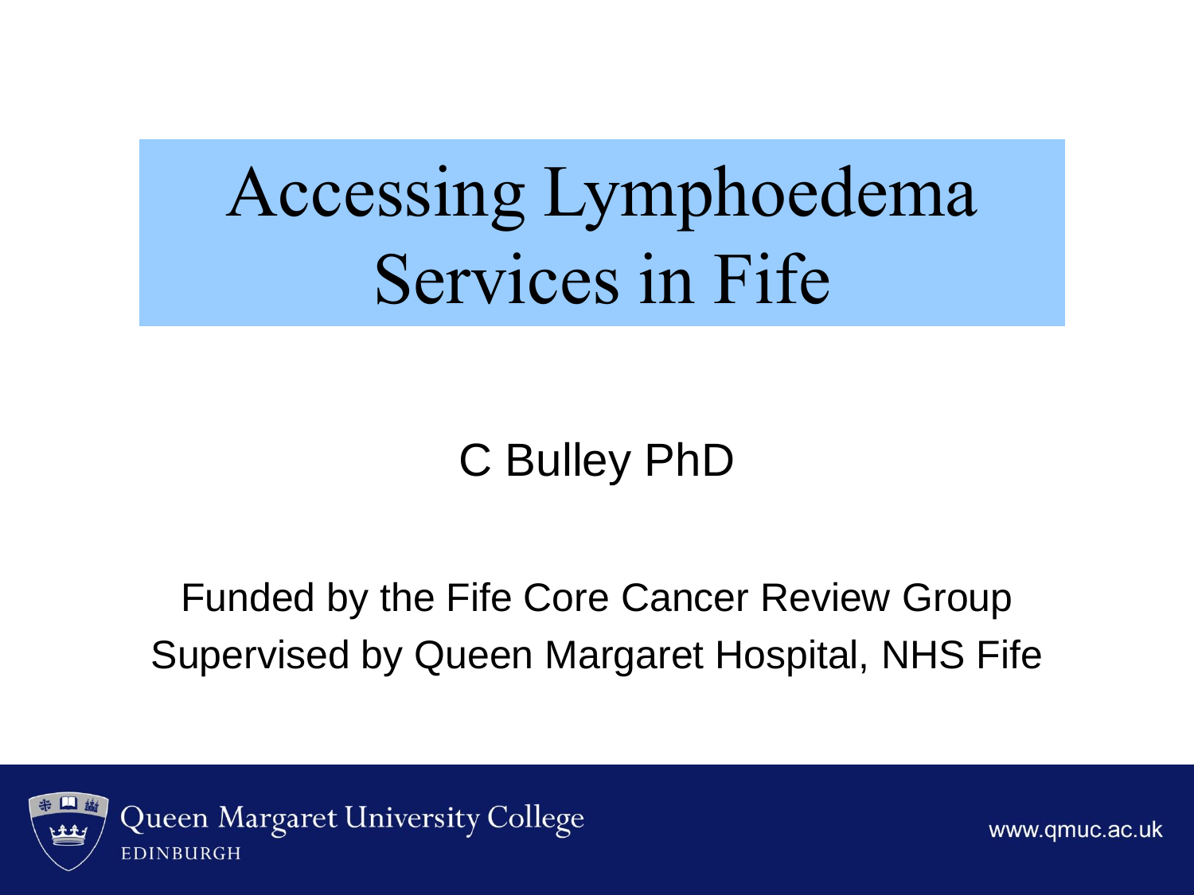# Accessing Lymphoedema Services in Fife

C Bulley PhD

Funded by the Fife Core Cancer Review Group
Supervised by Queen Margaret Hospital, NHS Fife

Queen Margaret University College
EDINBURGH

www.qmuc.ac.uk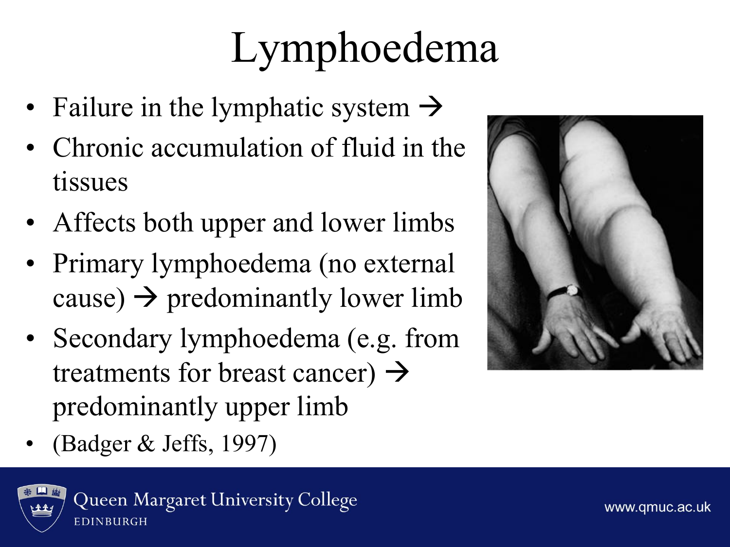# Lymphoedema

- Failure in the lymphatic system →
- Chronic accumulation of fluid in the tissues
- Affects both upper and lower limbs
- Primary lymphoedema (no external cause) → predominantly lower limb
- Secondary lymphoedema (e.g. from treatments for breast cancer) → predominantly upper limb
- (Badger & Jeffs, 1997)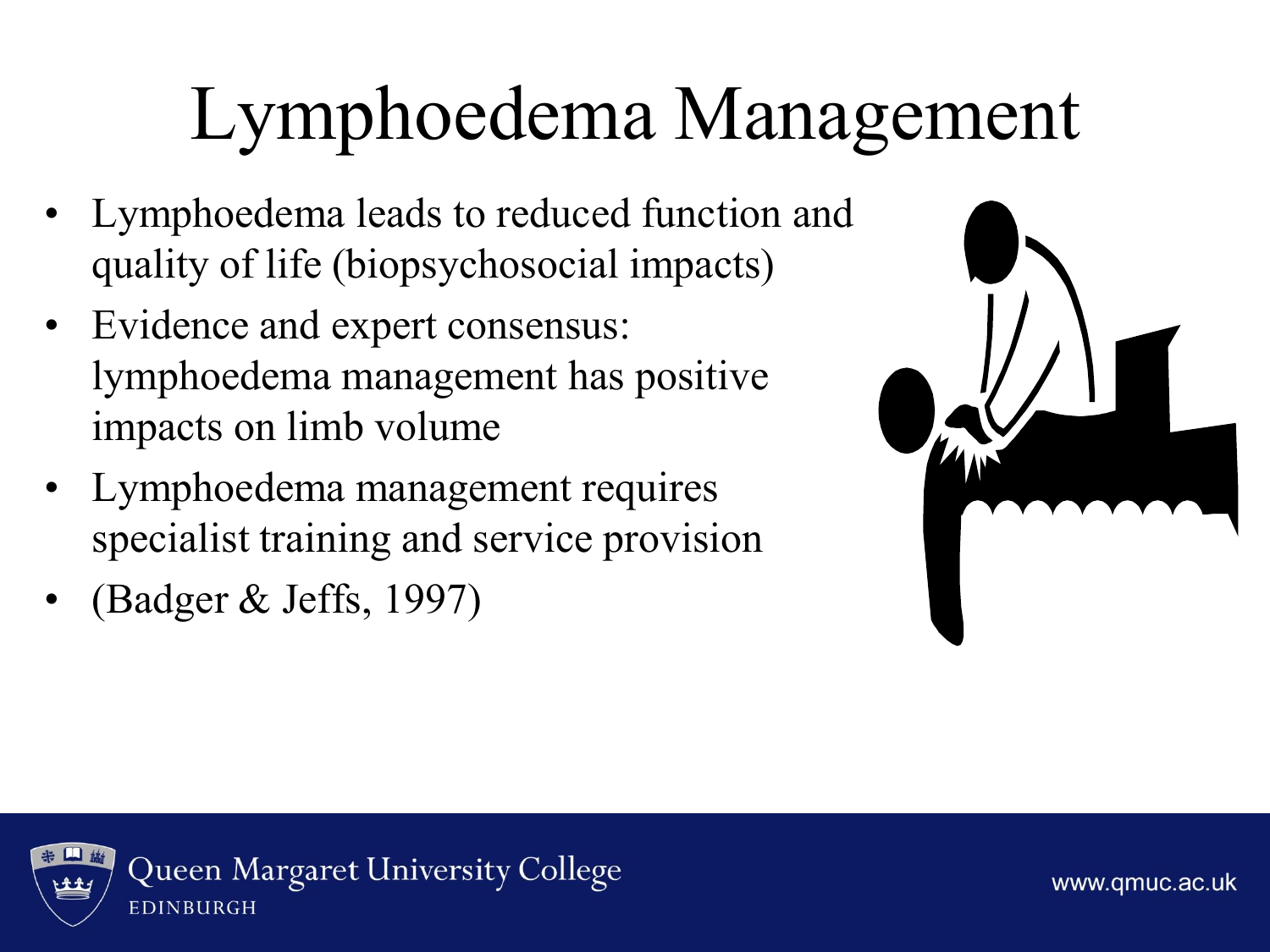# Lymphoedema Management

- Lymphoedema leads to reduced function and quality of life (biopsychosocial impacts)
- Evidence and expert consensus: lymphoedema management has positive impacts on limb volume
- Lymphoedema management requires specialist training and service provision
- (Badger & Jeffs, 1997)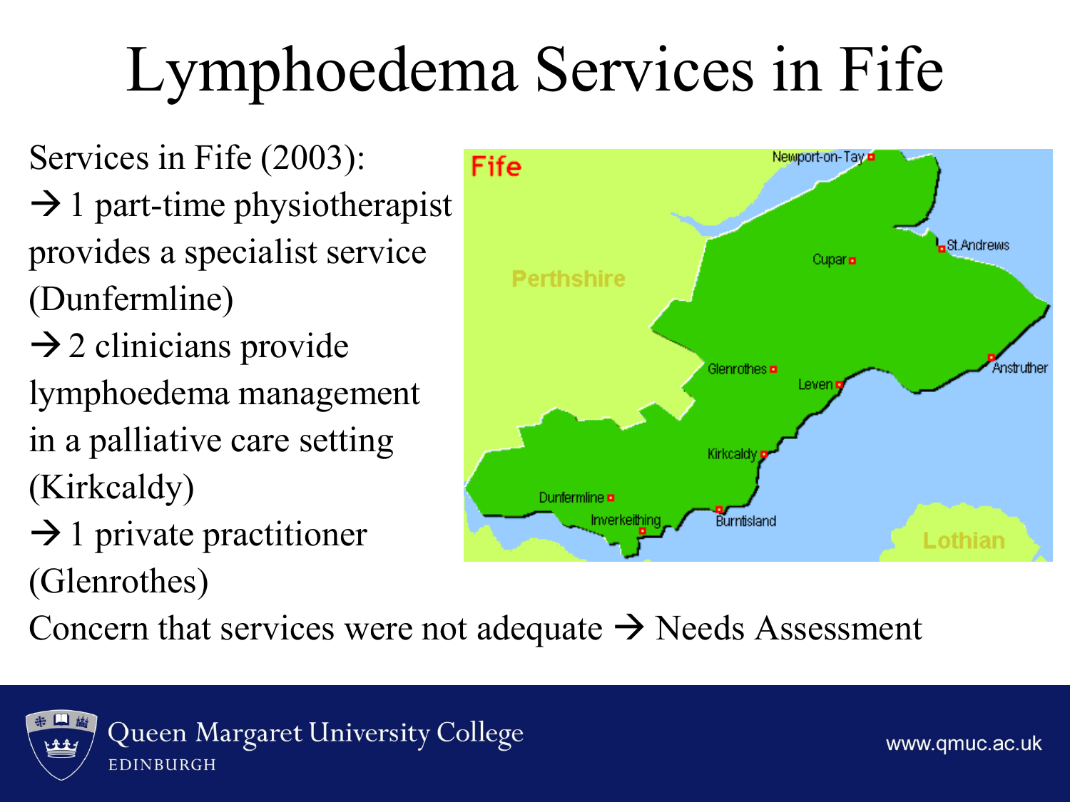# Lymphoedema Services in Fife

Services in Fife (2003):

→ 1 part-time physiotherapist provides a specialist service (Dunfermline)

→ 2 clinicians provide lymphoedema management in a palliative care setting (Kirkcaldy)

→ 1 private practitioner (Glenrothes)

Concern that services were not adequate → Needs Assessment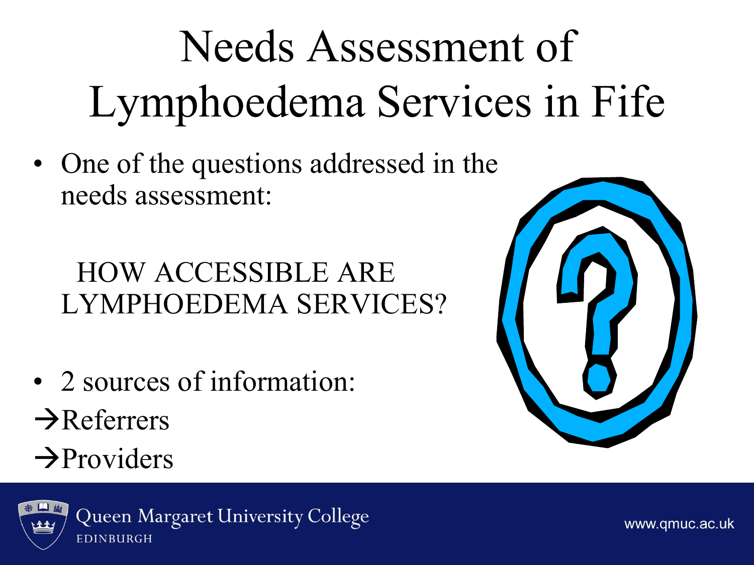# Needs Assessment of Lymphoedema Services in Fife

- One of the questions addressed in the needs assessment:

  HOW ACCESSIBLE ARE LYMPHOEDEMA SERVICES?

- 2 sources of information:

→Referrers

→Providers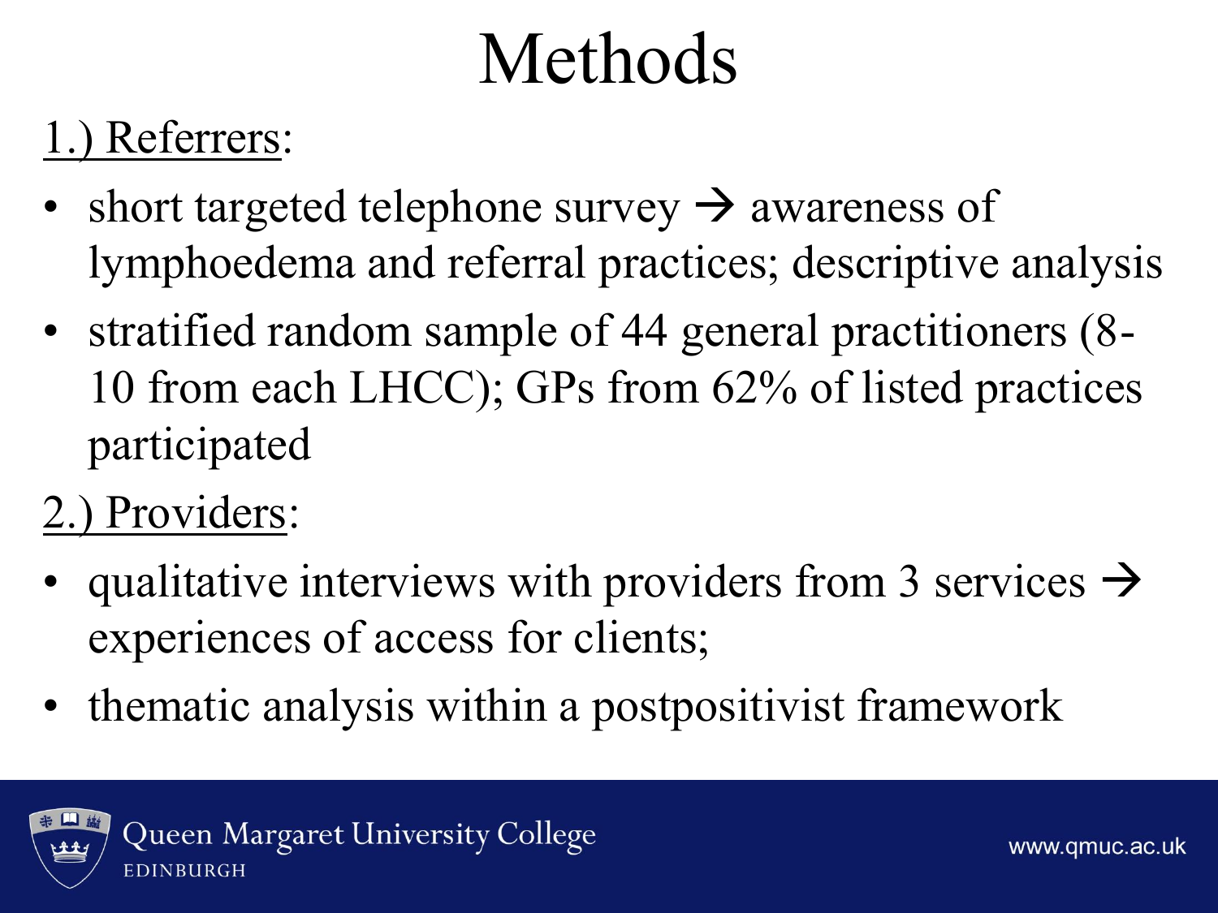# Methods

1.) Referrers:

- short targeted telephone survey → awareness of lymphoedema and referral practices; descriptive analysis
- stratified random sample of 44 general practitioners (8-10 from each LHCC); GPs from 62% of listed practices participated

2.) Providers:

- qualitative interviews with providers from 3 services → experiences of access for clients;
- thematic analysis within a postpositivist framework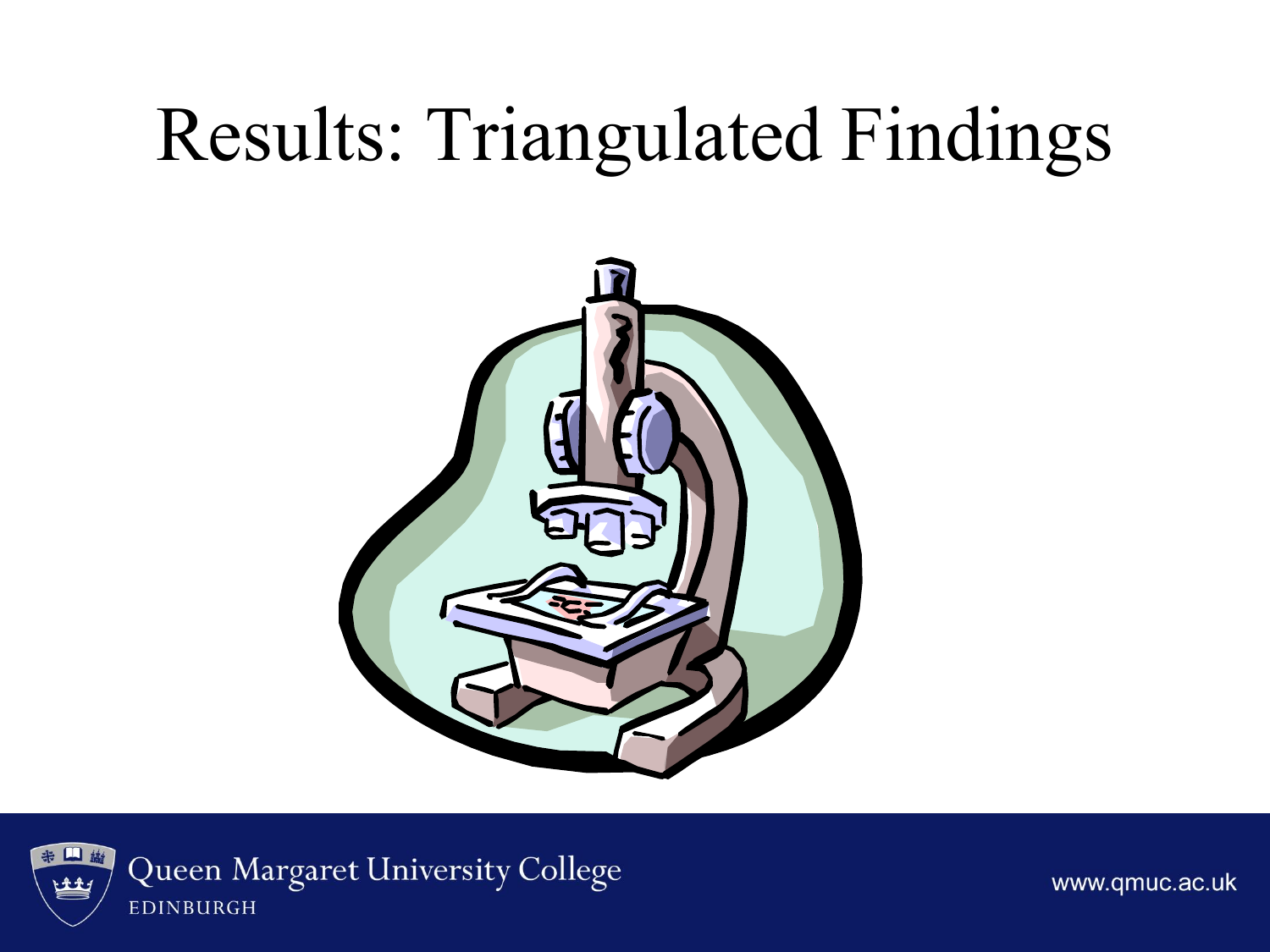# Results: Triangulated Findings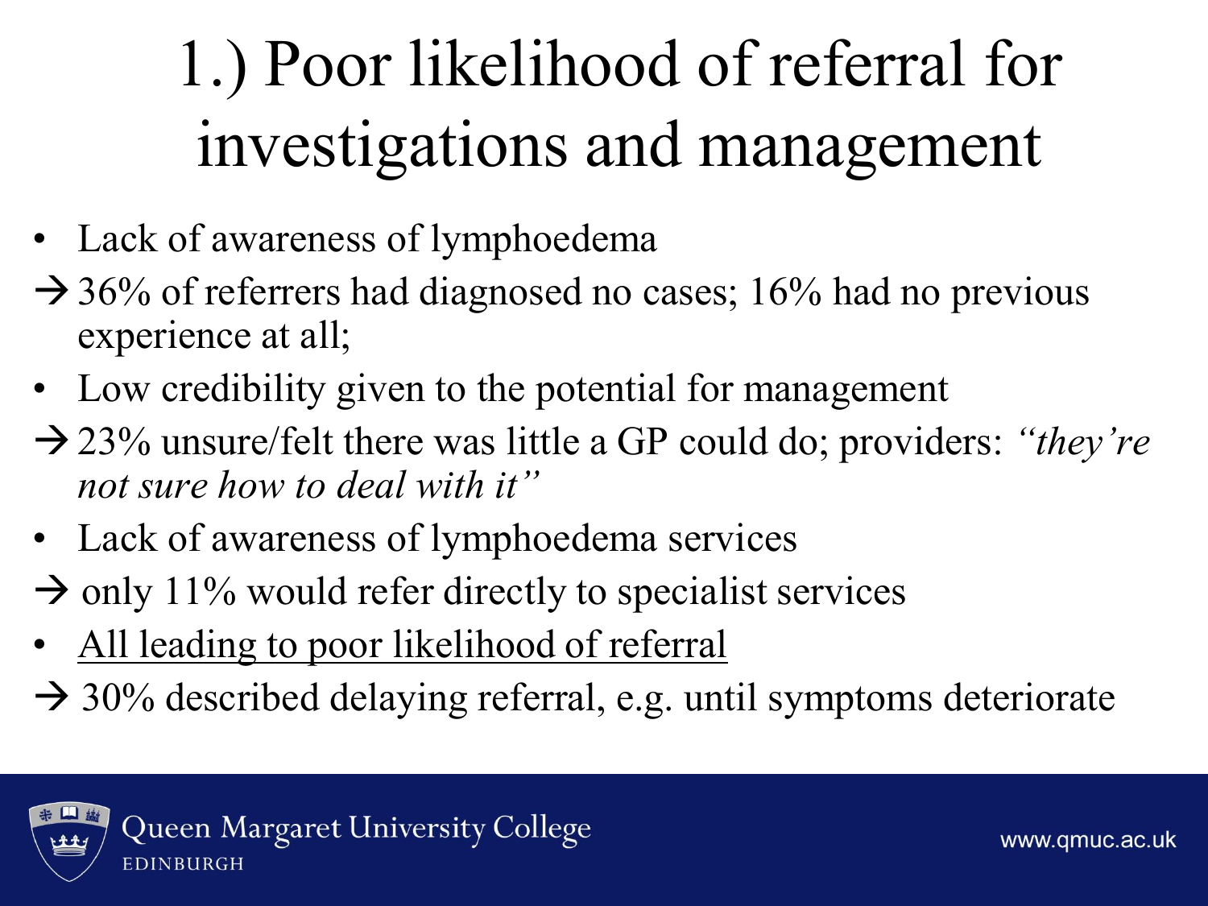# 1.) Poor likelihood of referral for investigations and management

- Lack of awareness of lymphoedema

→ 36% of referrers had diagnosed no cases; 16% had no previous experience at all;

- Low credibility given to the potential for management

→ 23% unsure/felt there was little a GP could do; providers: *"they're not sure how to deal with it"*

- Lack of awareness of lymphoedema services

→ only 11% would refer directly to specialist services

- <u>All leading to poor likelihood of referral</u>

→ 30% described delaying referral, e.g. until symptoms deteriorate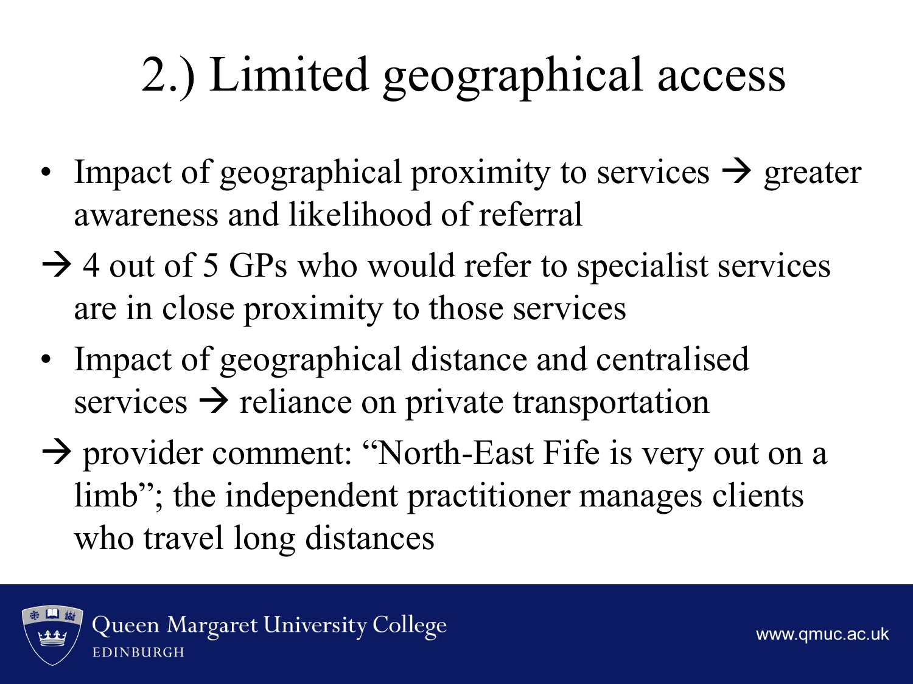# 2.) Limited geographical access

- Impact of geographical proximity to services → greater awareness and likelihood of referral

→ 4 out of 5 GPs who would refer to specialist services are in close proximity to those services

- Impact of geographical distance and centralised services → reliance on private transportation

→ provider comment: "North-East Fife is very out on a limb"; the independent practitioner manages clients who travel long distances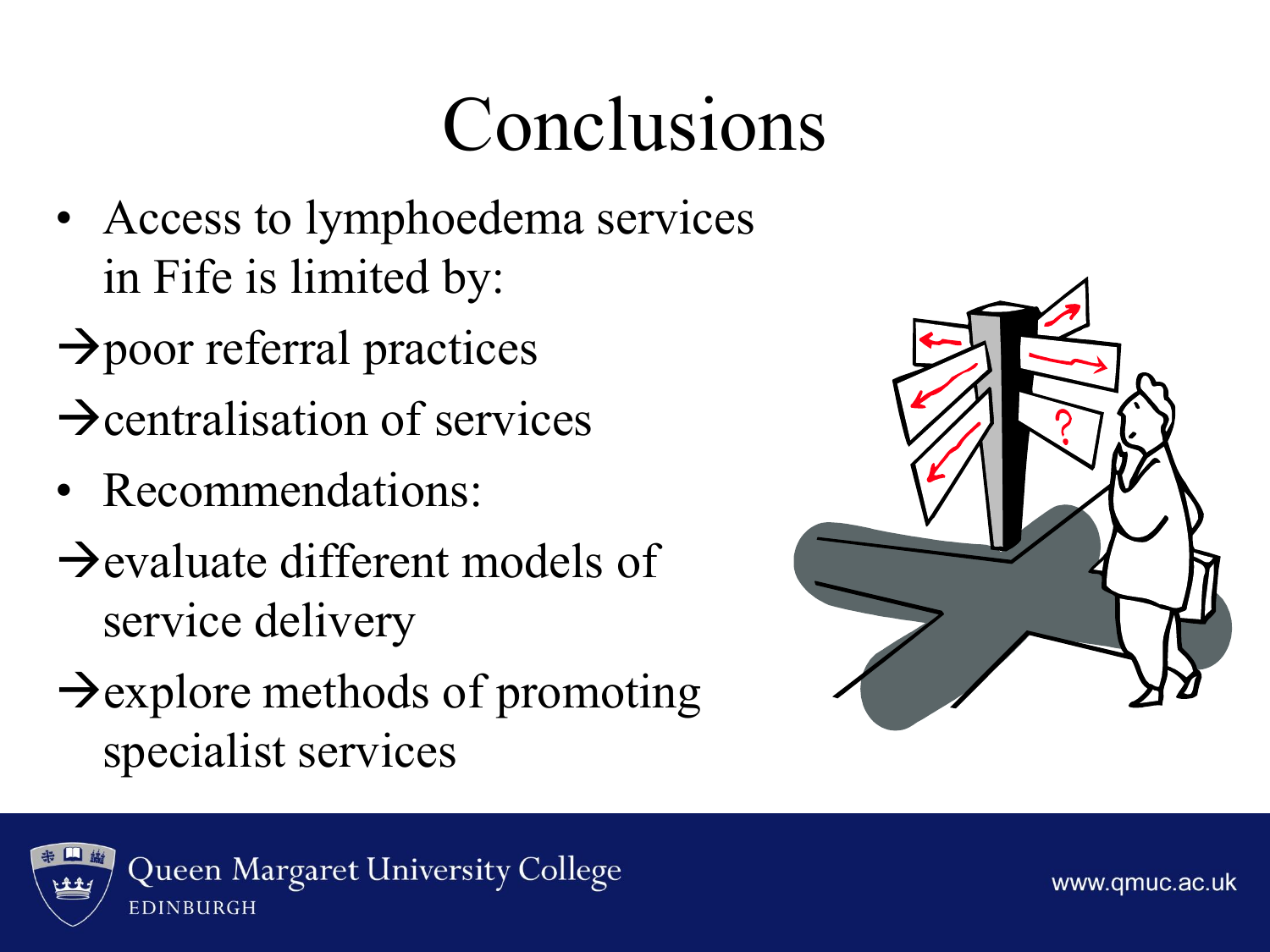# Conclusions

- Access to lymphoedema services in Fife is limited by:

→poor referral practices

→centralisation of services

- Recommendations:

→evaluate different models of service delivery

→explore methods of promoting specialist services